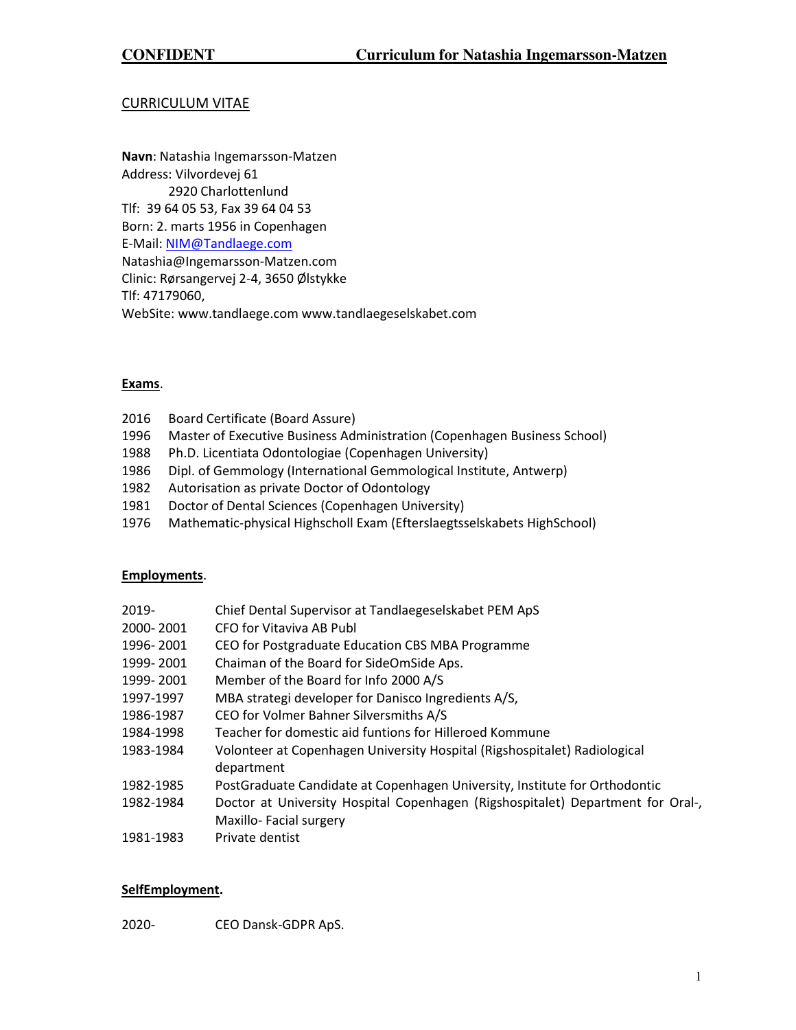CURRICULUM VITAE

**Navn**: Natashia Ingemarsson-Matzen
Address: Vilvordevej 61
2920 Charlottenlund
Tlf: 39 64 05 53, Fax 39 64 04 53
Born: 2. marts 1956 in Copenhagen
E-Mail: NIM@Tandlaege.com
Natashia@Ingemarsson-Matzen.com
Clinic: Rørsangervej 2-4, 3650 Ølstykke
Tlf: 47179060,
WebSite: www.tandlaege.com www.tandlaegeselskabet.com

## Exams.

| | |
|---|---|
| 2016 | Board Certificate (Board Assure) |
| 1996 | Master of Executive Business Administration (Copenhagen Business School) |
| 1988 | Ph.D. Licentiata Odontologiae (Copenhagen University) |
| 1986 | Dipl. of Gemmology (International Gemmological Institute, Antwerp) |
| 1982 | Autorisation as private Doctor of Odontology |
| 1981 | Doctor of Dental Sciences (Copenhagen University) |
| 1976 | Mathematic-physical Highscholl Exam (Efterslaegtsselskabets HighSchool) |

## Employments.

| | |
|---|---|
| 2019- | Chief Dental Supervisor at Tandlaegeselskabet PEM ApS |
| 2000- 2001 | CFO for Vitaviva AB Publ |
| 1996- 2001 | CEO for Postgraduate Education CBS MBA Programme |
| 1999- 2001 | Chaiman of the Board for SideOmSide Aps. |
| 1999- 2001 | Member of the Board for Info 2000 A/S |
| 1997-1997 | MBA strategi developer for Danisco Ingredients A/S, |
| 1986-1987 | CEO for Volmer Bahner Silversmiths A/S |
| 1984-1998 | Teacher for domestic aid funtions for Hilleroed Kommune |
| 1983-1984 | Volonteer at Copenhagen University Hospital (Rigshospitalet) Radiological department |
| 1982-1985 | PostGraduate Candidate at Copenhagen University, Institute for Orthodontic |
| 1982-1984 | Doctor at University Hospital Copenhagen (Rigshospitalet) Department for Oral-, Maxillo- Facial surgery |
| 1981-1983 | Private dentist |

## SelfEmployment.

| | |
|---|---|
| 2020- | CEO Dansk-GDPR ApS. |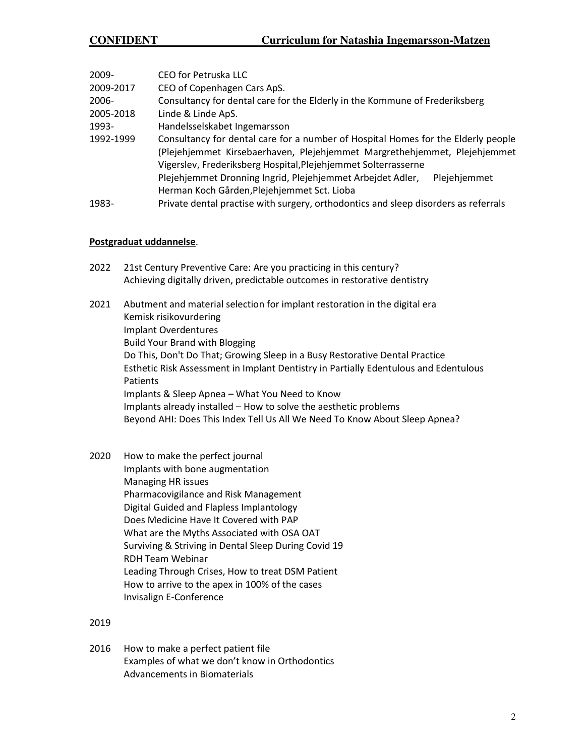| | |
|---|---|
| 2009- | CEO for Petruska LLC |
| 2009-2017 | CEO of Copenhagen Cars ApS. |
| 2006- | Consultancy for dental care for the Elderly in the Kommune of Frederiksberg |
| 2005-2018 | Linde & Linde ApS. |
| 1993- | Handelsselskabet Ingemarsson |
| 1992-1999 | Consultancy for dental care for a number of Hospital Homes for the Elderly people (Plejehjemmet Kirsebaerhaven, Plejehjemmet Margrethehjemmet, Plejehjemmet Vigerslev, Frederiksberg Hospital,Plejehjemmet Solterrasserne Plejehjemmet Dronning Ingrid, Plejehjemmet Arbejdet Adler, Plejehjemmet Herman Koch Gården,Plejehjemmet Sct. Lioba |
| 1983- | Private dental practise with surgery, orthodontics and sleep disorders as referrals |

**Postgraduat uddannelse**.

2022 21st Century Preventive Care: Are you practicing in this century?
Achieving digitally driven, predictable outcomes in restorative dentistry

2021 Abutment and material selection for implant restoration in the digital era
Kemisk risikovurdering
Implant Overdentures
Build Your Brand with Blogging
Do This, Don't Do That; Growing Sleep in a Busy Restorative Dental Practice
Esthetic Risk Assessment in Implant Dentistry in Partially Edentulous and Edentulous Patients
Implants & Sleep Apnea – What You Need to Know
Implants already installed – How to solve the aesthetic problems
Beyond AHI: Does This Index Tell Us All We Need To Know About Sleep Apnea?

2020 How to make the perfect journal
Implants with bone augmentation
Managing HR issues
Pharmacovigilance and Risk Management
Digital Guided and Flapless Implantology
Does Medicine Have It Covered with PAP
What are the Myths Associated with OSA OAT
Surviving & Striving in Dental Sleep During Covid 19
RDH Team Webinar
Leading Through Crises, How to treat DSM Patient
How to arrive to the apex in 100% of the cases
Invisalign E-Conference

2019

2016 How to make a perfect patient file
Examples of what we don't know in Orthodontics
Advancements in Biomaterials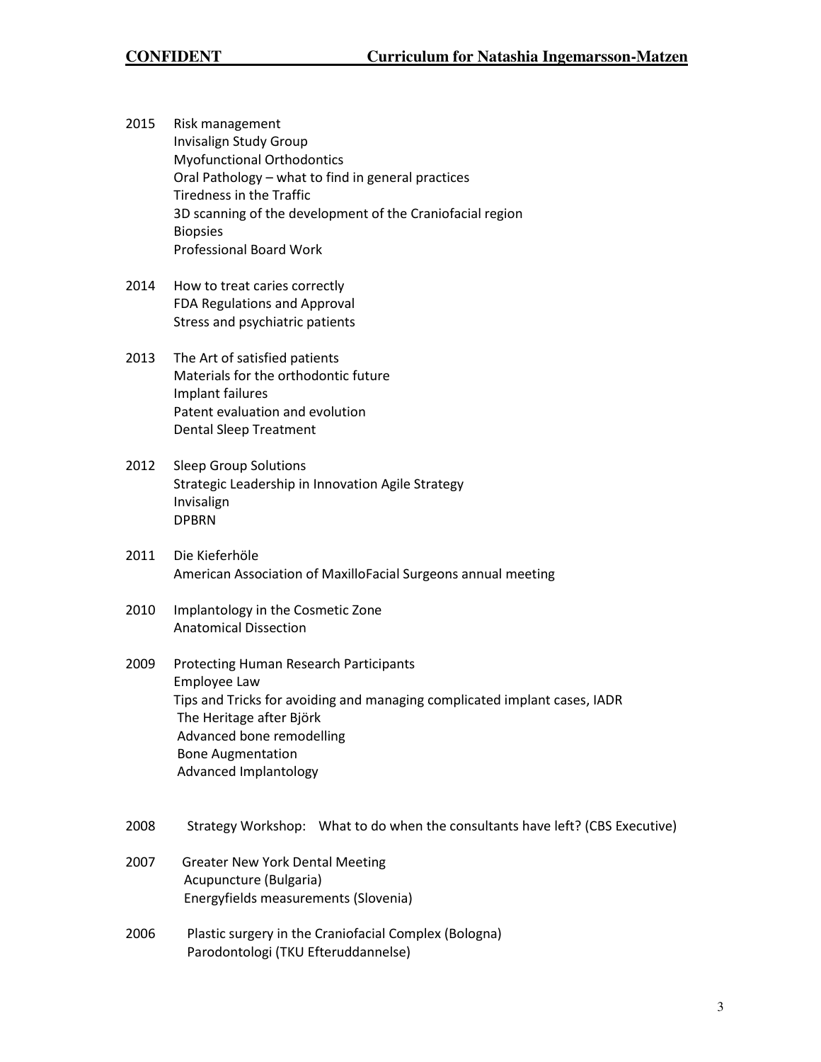2015 Risk management
Invisalign Study Group
Myofunctional Orthodontics
Oral Pathology – what to find in general practices
Tiredness in the Traffic
3D scanning of the development of the Craniofacial region
Biopsies
Professional Board Work

2014 How to treat caries correctly
FDA Regulations and Approval
Stress and psychiatric patients

2013 The Art of satisfied patients
Materials for the orthodontic future
Implant failures
Patent evaluation and evolution
Dental Sleep Treatment

2012 Sleep Group Solutions
Strategic Leadership in Innovation Agile Strategy
Invisalign
DPBRN

2011 Die Kieferhöle
American Association of MaxilloFacial Surgeons annual meeting

2010 Implantology in the Cosmetic Zone
Anatomical Dissection

2009 Protecting Human Research Participants
Employee Law
Tips and Tricks for avoiding and managing complicated implant cases, IADR
The Heritage after Björk
Advanced bone remodelling
Bone Augmentation
Advanced Implantology

2008 Strategy Workshop: What to do when the consultants have left? (CBS Executive)

2007 Greater New York Dental Meeting
Acupuncture (Bulgaria)
Energyfields measurements (Slovenia)

2006 Plastic surgery in the Craniofacial Complex (Bologna)
Parodontologi (TKU Efteruddannelse)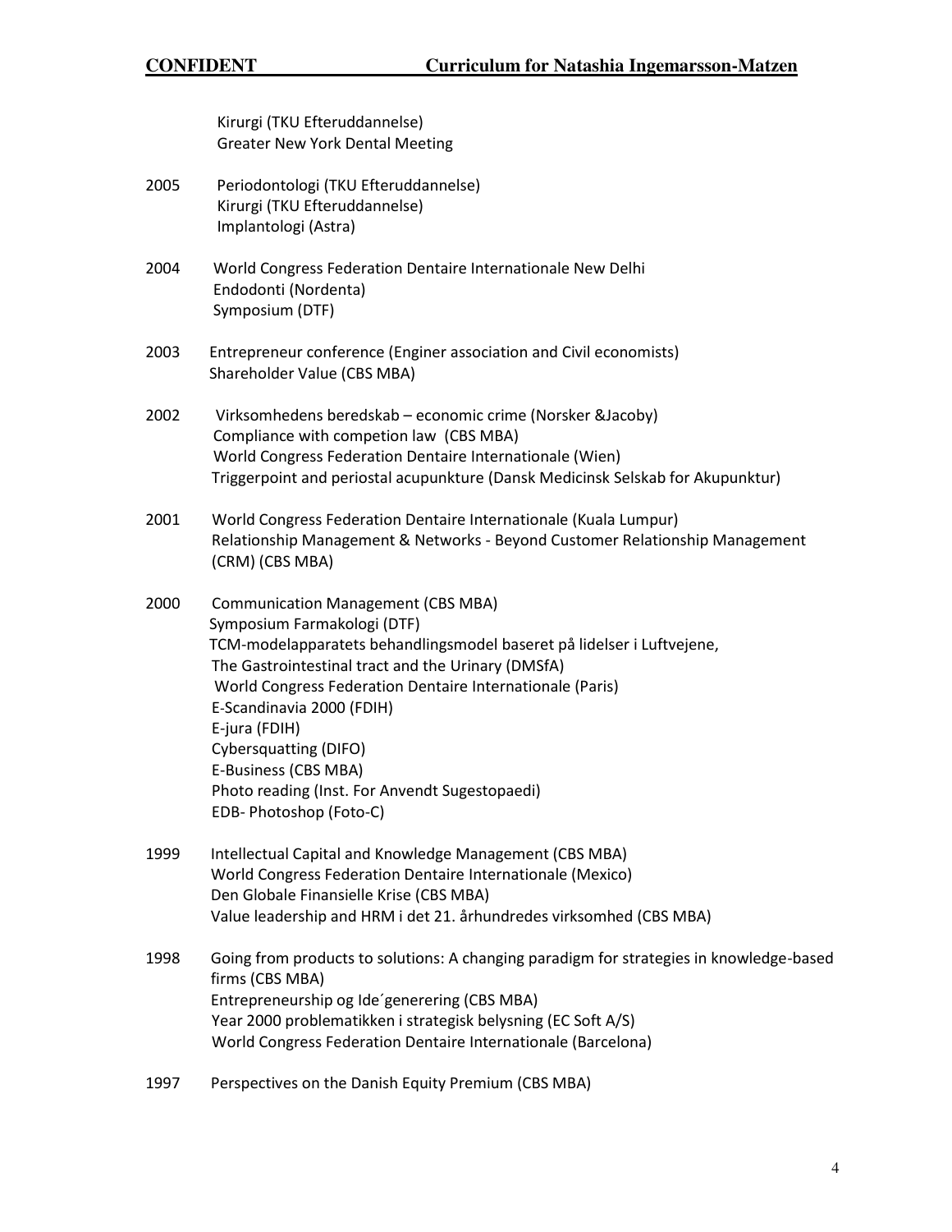Kirurgi (TKU Efteruddannelse)
Greater New York Dental Meeting

2005 Periodontologi (TKU Efteruddannelse)
Kirurgi (TKU Efteruddannelse)
Implantologi (Astra)

2004 World Congress Federation Dentaire Internationale New Delhi
Endodonti (Nordenta)
Symposium (DTF)

2003 Entrepreneur conference (Enginer association and Civil economists)
Shareholder Value (CBS MBA)

2002 Virksomhedens beredskab – economic crime (Norsker &Jacoby)
Compliance with competion law (CBS MBA)
World Congress Federation Dentaire Internationale (Wien)
Triggerpoint and periostal acupunkture (Dansk Medicinsk Selskab for Akupunktur)

2001 World Congress Federation Dentaire Internationale (Kuala Lumpur)
Relationship Management & Networks - Beyond Customer Relationship Management (CRM) (CBS MBA)

2000 Communication Management (CBS MBA)
Symposium Farmakologi (DTF)
TCM-modelapparatets behandlingsmodel baseret på lidelser i Luftvejene, The Gastrointestinal tract and the Urinary (DMSfA)
World Congress Federation Dentaire Internationale (Paris)
E-Scandinavia 2000 (FDIH)
E-jura (FDIH)
Cybersquatting (DIFO)
E-Business (CBS MBA)
Photo reading (Inst. For Anvendt Sugestopaedi)
EDB- Photoshop (Foto-C)

1999 Intellectual Capital and Knowledge Management (CBS MBA)
World Congress Federation Dentaire Internationale (Mexico)
Den Globale Finansielle Krise (CBS MBA)
Value leadership and HRM i det 21. århundredes virksomhed (CBS MBA)

1998 Going from products to solutions: A changing paradigm for strategies in knowledge-based firms (CBS MBA)
Entrepreneurship og Ide´generering (CBS MBA)
Year 2000 problematikken i strategisk belysning (EC Soft A/S)
World Congress Federation Dentaire Internationale (Barcelona)

1997 Perspectives on the Danish Equity Premium (CBS MBA)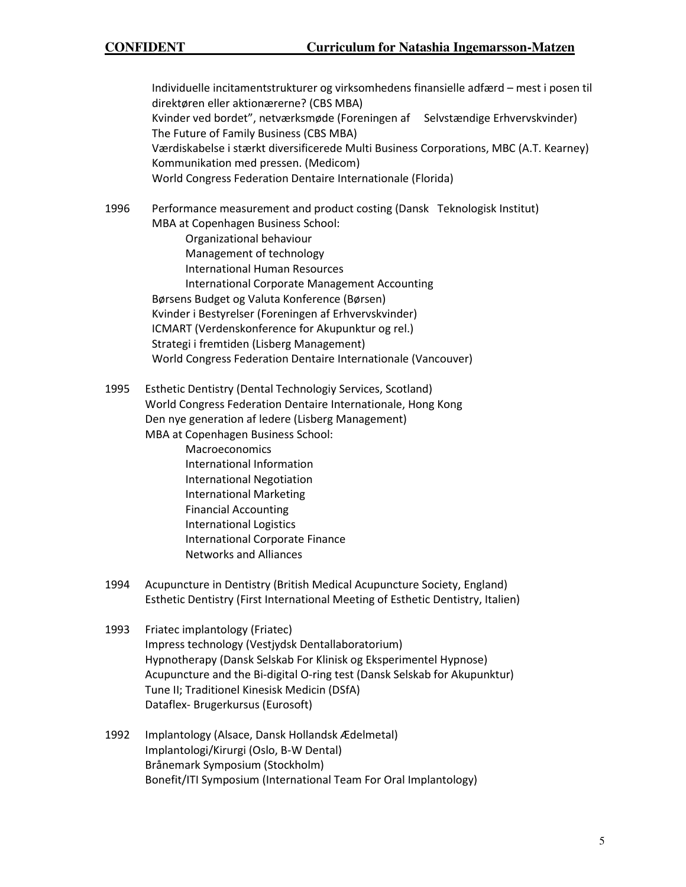Individuelle incitamentstrukturer og virksomhedens finansielle adfærd – mest i posen til direktøren eller aktionærerne? (CBS MBA)
Kvinder ved bordet", netværksmøde (Foreningen af Selvstændige Erhvervskvinder)
The Future of Family Business (CBS MBA)
Værdiskabelse i stærkt diversificerede Multi Business Corporations, MBC (A.T. Kearney)
Kommunikation med pressen. (Medicom)
World Congress Federation Dentaire Internationale (Florida)

1996 Performance measurement and product costing (Dansk Teknologisk Institut)
MBA at Copenhagen Business School:
- Organizational behaviour
- Management of technology
- International Human Resources
- International Corporate Management Accounting

Børsens Budget og Valuta Konference (Børsen)
Kvinder i Bestyrelser (Foreningen af Erhvervskvinder)
ICMART (Verdenskonference for Akupunktur og rel.)
Strategi i fremtiden (Lisberg Management)
World Congress Federation Dentaire Internationale (Vancouver)

1995 Esthetic Dentistry (Dental Technologiy Services, Scotland)
World Congress Federation Dentaire Internationale, Hong Kong
Den nye generation af ledere (Lisberg Management)
MBA at Copenhagen Business School:
- Macroeconomics
- International Information
- International Negotiation
- International Marketing
- Financial Accounting
- International Logistics
- International Corporate Finance
- Networks and Alliances

1994 Acupuncture in Dentistry (British Medical Acupuncture Society, England)
Esthetic Dentistry (First International Meeting of Esthetic Dentistry, Italien)

1993 Friatec implantology (Friatec)
Impress technology (Vestjydsk Dentallaboratorium)
Hypnotherapy (Dansk Selskab For Klinisk og Eksperimentel Hypnose)
Acupuncture and the Bi-digital O-ring test (Dansk Selskab for Akupunktur)
Tune II; Traditionel Kinesisk Medicin (DSfA)
Dataflex- Brugerkursus (Eurosoft)

1992 Implantology (Alsace, Dansk Hollandsk Ædelmetal)
Implantologi/Kirurgi (Oslo, B-W Dental)
Brånemark Symposium (Stockholm)
Bonefit/ITI Symposium (International Team For Oral Implantology)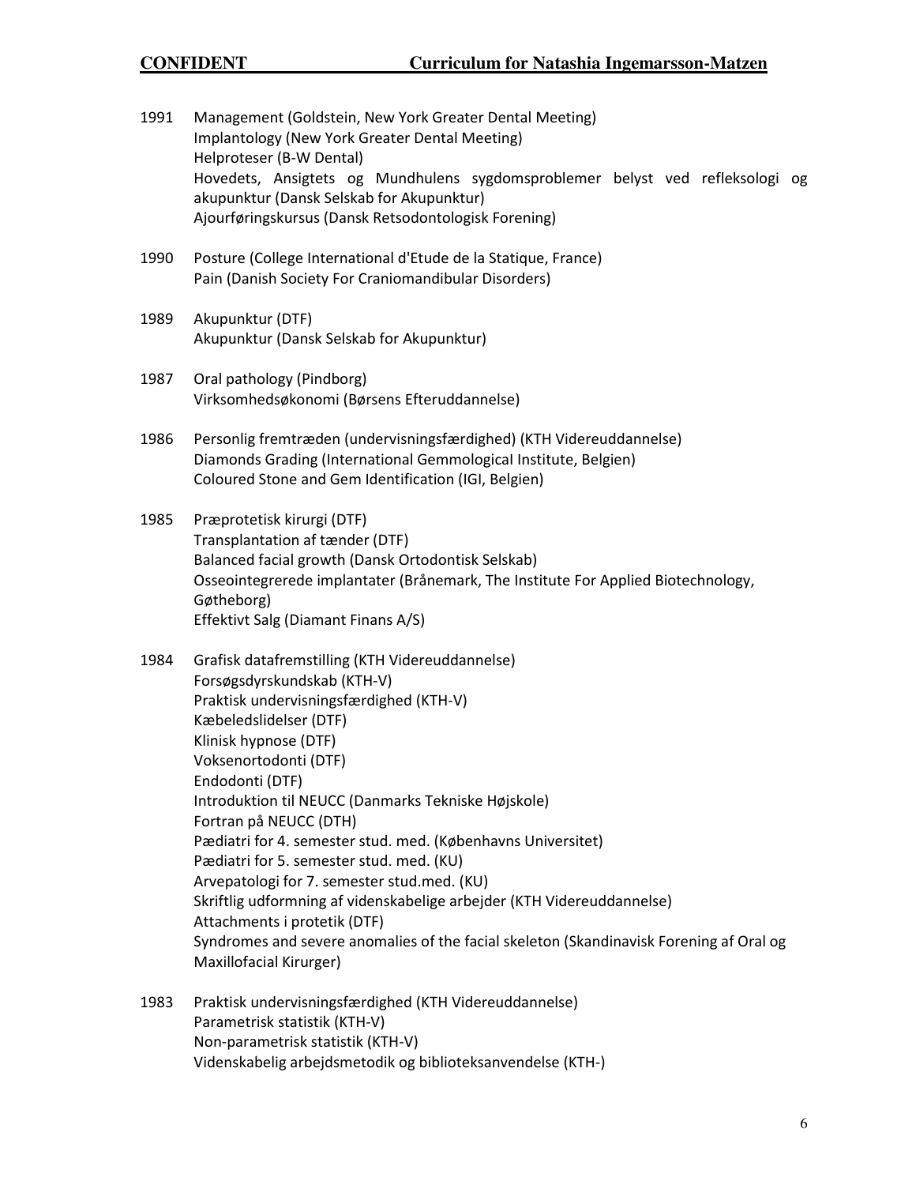1991 Management (Goldstein, New York Greater Dental Meeting)
Implantology (New York Greater Dental Meeting)
Helproteser (B-W Dental)
Hovedets, Ansigtets og Mundhulens sygdomsproblemer belyst ved refleksologi og akupunktur (Dansk Selskab for Akupunktur)
Ajourføringskursus (Dansk Retsodontologisk Forening)

1990 Posture (College International d'Etude de la Statique, France)
Pain (Danish Society For Craniomandibular Disorders)

1989 Akupunktur (DTF)
Akupunktur (Dansk Selskab for Akupunktur)

1987 Oral pathology (Pindborg)
Virksomhedsøkonomi (Børsens Efteruddannelse)

1986 Personlig fremtræden (undervisningsfærdighed) (KTH Videreuddannelse)
Diamonds Grading (International Gemmological Institute, Belgien)
Coloured Stone and Gem Identification (IGI, Belgien)

1985 Præprotetisk kirurgi (DTF)
Transplantation af tænder (DTF)
Balanced facial growth (Dansk Ortodontisk Selskab)
Osseointegrerede implantater (Brånemark, The Institute For Applied Biotechnology, Gøtheborg)
Effektivt Salg (Diamant Finans A/S)

1984 Grafisk datafremstilling (KTH Videreuddannelse)
Forsøgsdyrskundskab (KTH-V)
Praktisk undervisningsfærdighed (KTH-V)
Kæbeledslidelser (DTF)
Klinisk hypnose (DTF)
Voksenortodonti (DTF)
Endodonti (DTF)
Introduktion til NEUCC (Danmarks Tekniske Højskole)
Fortran på NEUCC (DTH)
Pædiatri for 4. semester stud. med. (Københavns Universitet)
Pædiatri for 5. semester stud. med. (KU)
Arvepatologi for 7. semester stud.med. (KU)
Skriftlig udformning af videnskabelige arbejder (KTH Videreuddannelse)
Attachments i protetik (DTF)
Syndromes and severe anomalies of the facial skeleton (Skandinavisk Forening af Oral og Maxillofacial Kirurger)

1983 Praktisk undervisningsfærdighed (KTH Videreuddannelse)
Parametrisk statistik (KTH-V)
Non-parametrisk statistik (KTH-V)
Videnskabelig arbejdsmetodik og biblioteksanvendelse (KTH-)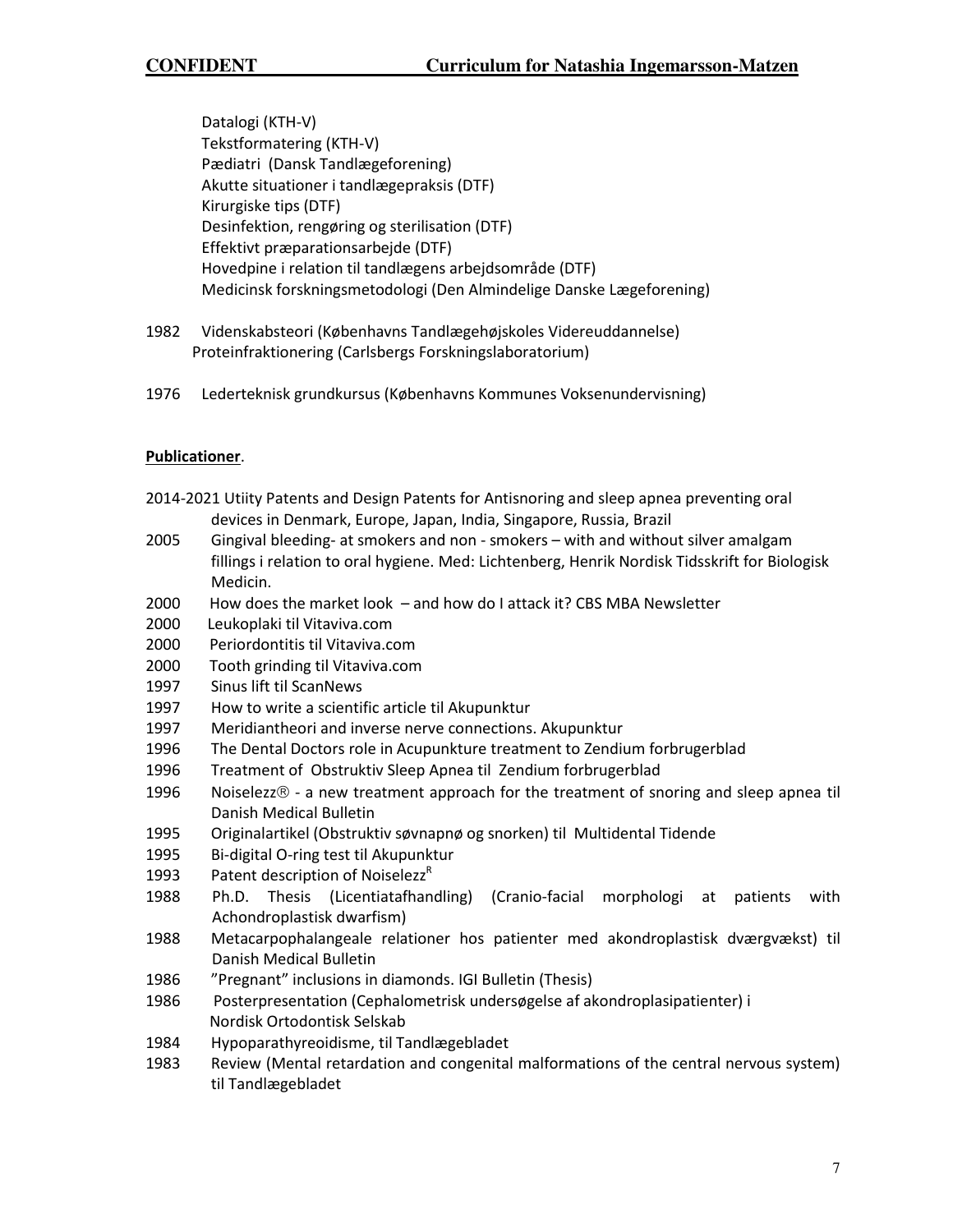Datalogi (KTH-V)
Tekstformatering (KTH-V)
Pædiatri (Dansk Tandlægeforening)
Akutte situationer i tandlægepraksis (DTF)
Kirurgiske tips (DTF)
Desinfektion, rengøring og sterilisation (DTF)
Effektivt præparationsarbejde (DTF)
Hovedpine i relation til tandlægens arbejdsområde (DTF)
Medicinsk forskningsmetodologi (Den Almindelige Danske Lægeforening)

1982 Videnskabsteori (Københavns Tandlægehøjskoles Videreuddannelse)
Proteinfraktionering (Carlsbergs Forskningslaboratorium)

1976 Lederteknisk grundkursus (Københavns Kommunes Voksenundervisning)

**Publicationer**.

2014-2021 Utiity Patents and Design Patents for Antisnoring and sleep apnea preventing oral devices in Denmark, Europe, Japan, India, Singapore, Russia, Brazil
2005 Gingival bleeding- at smokers and non - smokers – with and without silver amalgam fillings i relation to oral hygiene. Med: Lichtenberg, Henrik Nordisk Tidsskrift for Biologisk Medicin.
2000 How does the market look – and how do I attack it? CBS MBA Newsletter
2000 Leukoplaki til Vitaviva.com
2000 Periordontitis til Vitaviva.com
2000 Tooth grinding til Vitaviva.com
1997 Sinus lift til ScanNews
1997 How to write a scientific article til Akupunktur
1997 Meridiantheori and inverse nerve connections. Akupunktur
1996 The Dental Doctors role in Acupunkture treatment to Zendium forbrugerblad
1996 Treatment of Obstruktiv Sleep Apnea til Zendium forbrugerblad
1996 Noiselezz® - a new treatment approach for the treatment of snoring and sleep apnea til Danish Medical Bulletin
1995 Originalartikel (Obstruktiv søvnapnø og snorken) til Multidental Tidende
1995 Bi-digital O-ring test til Akupunktur
1993 Patent description of Noiselezz[R]
1988 Ph.D. Thesis (Licentiatafhandling) (Cranio-facial morphologi at patients with Achondroplastisk dwarfism)
1988 Metacarpophalangeale relationer hos patienter med akondroplastisk dværgvækst) til Danish Medical Bulletin
1986 "Pregnant" inclusions in diamonds. IGI Bulletin (Thesis)
1986 Posterpresentation (Cephalometrisk undersøgelse af akondroplasipatienter) i Nordisk Ortodontisk Selskab
1984 Hypoparathyreoidisme, til Tandlægebladet
1983 Review (Mental retardation and congenital malformations of the central nervous system) til Tandlægebladet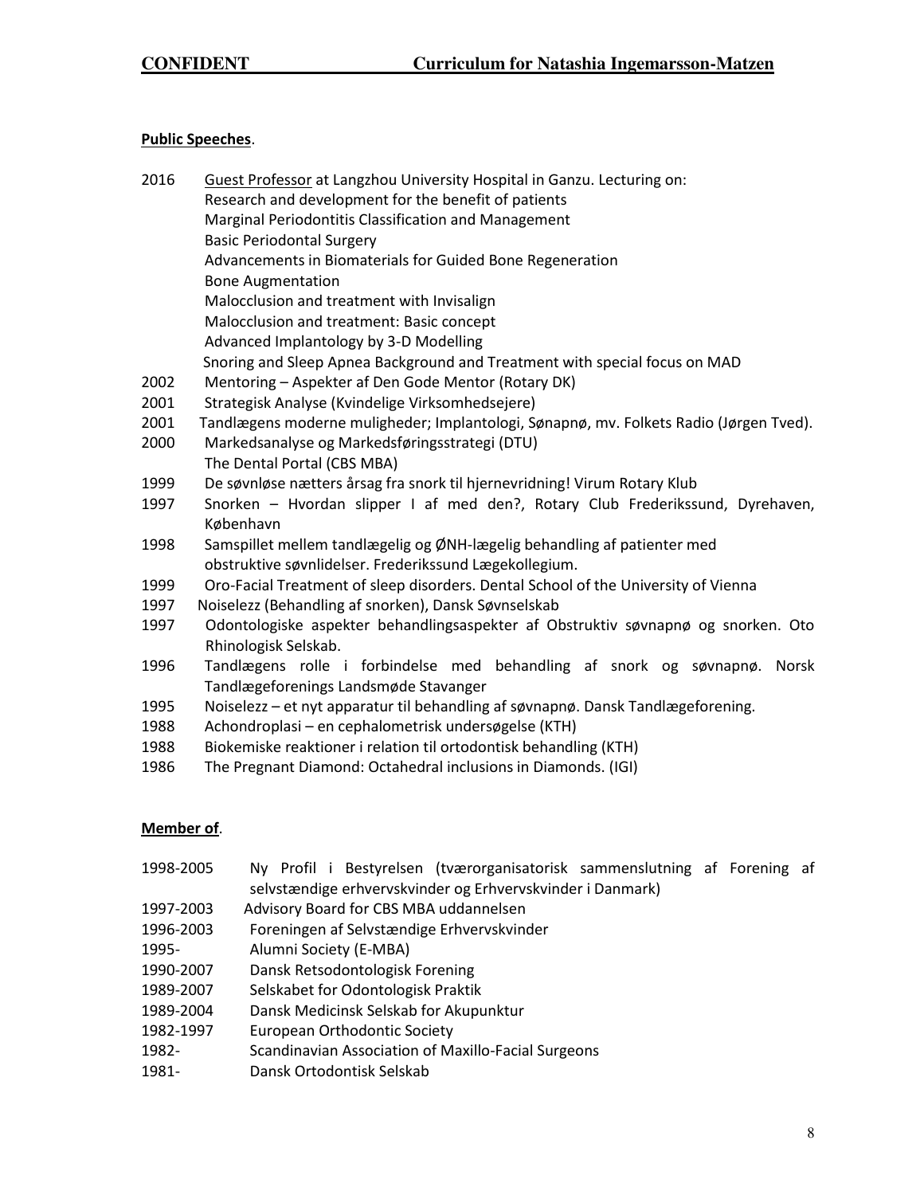**Public Speeches**.

2016 Guest Professor at Langzhou University Hospital in Ganzu. Lecturing on:
Research and development for the benefit of patients
Marginal Periodontitis Classification and Management
Basic Periodontal Surgery
Advancements in Biomaterials for Guided Bone Regeneration
Bone Augmentation
Malocclusion and treatment with Invisalign
Malocclusion and treatment: Basic concept
Advanced Implantology by 3-D Modelling
Snoring and Sleep Apnea Background and Treatment with special focus on MAD

2002 Mentoring – Aspekter af Den Gode Mentor (Rotary DK)

2001 Strategisk Analyse (Kvindelige Virksomhedsejere)

2001 Tandlægens moderne muligheder; Implantologi, Sønapnø, mv. Folkets Radio (Jørgen Tved).

2000 Markedsanalyse og Markedsføringsstrategi (DTU)
The Dental Portal (CBS MBA)

1999 De søvnløse nætters årsag fra snork til hjernevridning! Virum Rotary Klub

1997 Snorken – Hvordan slipper I af med den?, Rotary Club Frederikssund, Dyrehaven, København

1998 Samspillet mellem tandlægelig og ØNH-lægelig behandling af patienter med obstruktive søvnlidelser. Frederikssund Lægekollegium.

1999 Oro-Facial Treatment of sleep disorders. Dental School of the University of Vienna

1997 Noiselezz (Behandling af snorken), Dansk Søvnselskab

1997 Odontologiske aspekter behandlingsaspekter af Obstruktiv søvnapnø og snorken. Oto Rhinologisk Selskab.

1996 Tandlægens rolle i forbindelse med behandling af snork og søvnapnø. Norsk Tandlægeforenings Landsmøde Stavanger

1995 Noiselezz – et nyt apparatur til behandling af søvnapnø. Dansk Tandlægeforening.

1988 Achondroplasi – en cephalometrisk undersøgelse (KTH)

1988 Biokemiske reaktioner i relation til ortodontisk behandling (KTH)

1986 The Pregnant Diamond: Octahedral inclusions in Diamonds. (IGI)

**Member of**.

1998-2005 Ny Profil i Bestyrelsen (tværorganisatorisk sammenslutning af Forening af selvstændige erhvervskvinder og Erhvervskvinder i Danmark)

1997-2003 Advisory Board for CBS MBA uddannelsen

1996-2003 Foreningen af Selvstændige Erhvervskvinder

1995- Alumni Society (E-MBA)

1990-2007 Dansk Retsodontologisk Forening

1989-2007 Selskabet for Odontologisk Praktik

1989-2004 Dansk Medicinsk Selskab for Akupunktur

1982-1997 European Orthodontic Society

1982- Scandinavian Association of Maxillo-Facial Surgeons

1981- Dansk Ortodontisk Selskab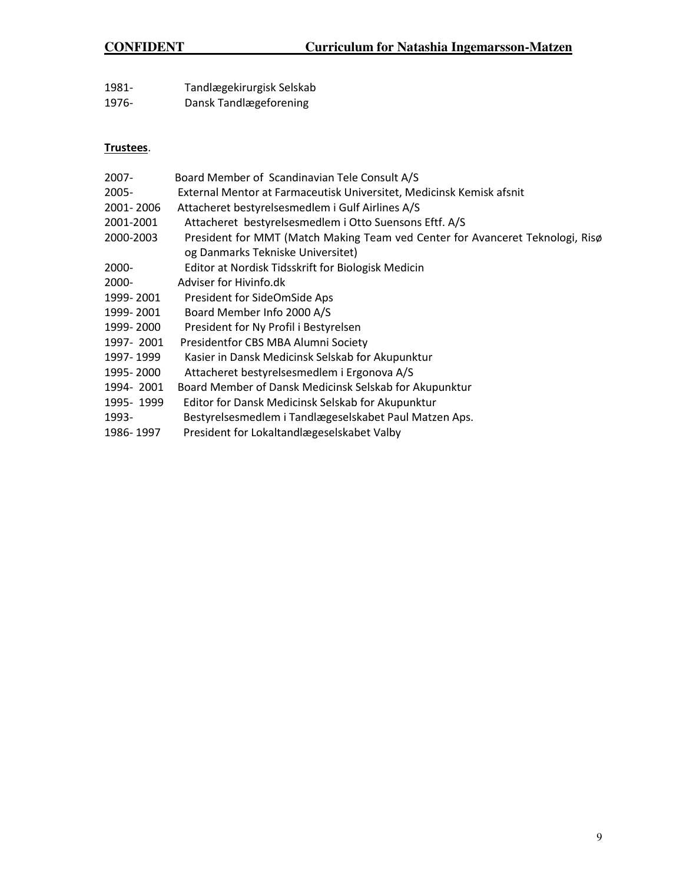| | |
|---|---|
| 1981- | Tandlægekirurgisk Selskab |
| 1976- | Dansk Tandlægeforening |

**Trustees**.

| | |
|---|---|
| 2007- | Board Member of Scandinavian Tele Consult A/S |
| 2005- | External Mentor at Farmaceutisk Universitet, Medicinsk Kemisk afsnit |
| 2001- 2006 | Attacheret bestyrelsesmedlem i Gulf Airlines A/S |
| 2001-2001 | Attacheret bestyrelsesmedlem i Otto Suensons Eftf. A/S |
| 2000-2003 | President for MMT (Match Making Team ved Center for Avanceret Teknologi, Risø og Danmarks Tekniske Universitet) |
| 2000- | Editor at Nordisk Tidsskrift for Biologisk Medicin |
| 2000- | Adviser for Hivinfo.dk |
| 1999- 2001 | President for SideOmSide Aps |
| 1999- 2001 | Board Member Info 2000 A/S |
| 1999- 2000 | President for Ny Profil i Bestyrelsen |
| 1997- 2001 | Presidentfor CBS MBA Alumni Society |
| 1997- 1999 | Kasier in Dansk Medicinsk Selskab for Akupunktur |
| 1995- 2000 | Attacheret bestyrelsesmedlem i Ergonova A/S |
| 1994- 2001 | Board Member of Dansk Medicinsk Selskab for Akupunktur |
| 1995- 1999 | Editor for Dansk Medicinsk Selskab for Akupunktur |
| 1993- | Bestyrelsesmedlem i Tandlægeselskabet Paul Matzen Aps. |
| 1986- 1997 | President for Lokaltandlægeselskabet Valby |